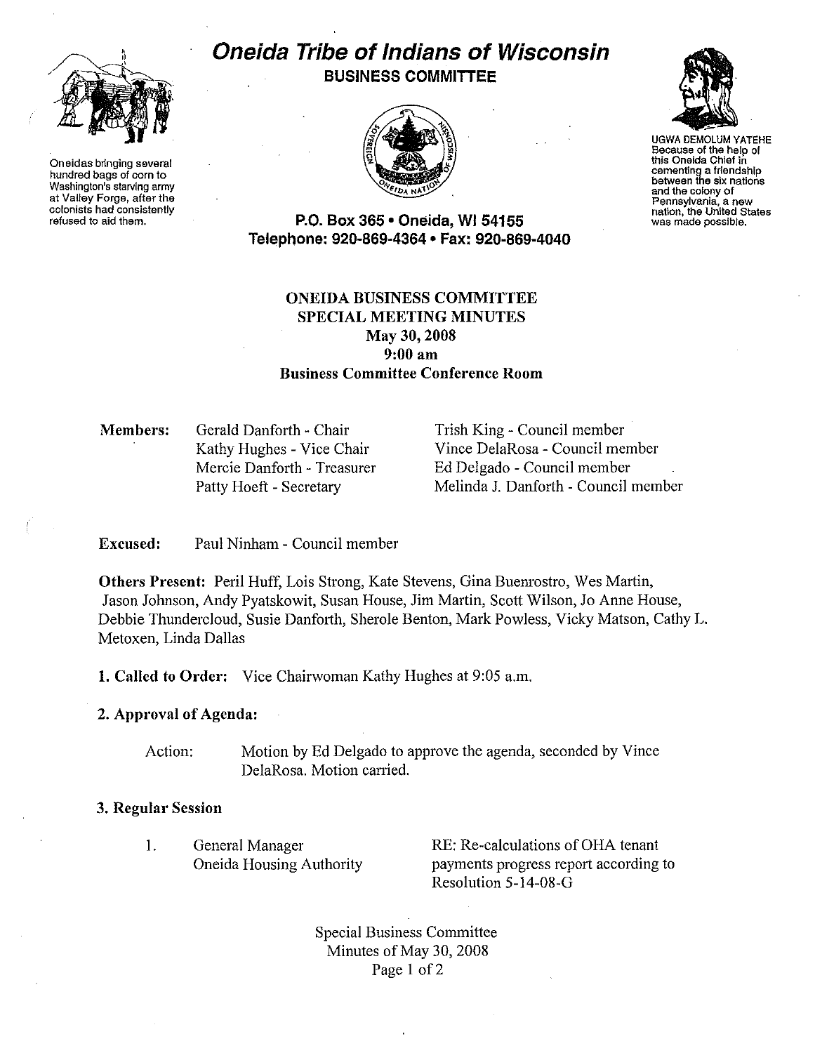# Oneida Tribe of Indians of Wisconsin

## BUSINESS COMMITTEE

Oneidas bringing several hundred bags of corn to Washington's starving army at Valley Forge, after the colonists had consistently refused to aid them.

UGWA DEMOLUM YATEHE
Because of the help of this Oneida Chief in cementing a friendship between the six nations and the colony of Pennsylvania, a new nation, the United States was made possible.

**P.O. Box 365 • Oneida, WI 54155**
**Telephone: 920-869-4364 • Fax: 920-869-4040**

**ONEIDA BUSINESS COMMITTEE**
**SPECIAL MEETING MINUTES**
**May 30, 2008**
**9:00 am**
**Business Committee Conference Room**

**Members:**

Gerald Danforth - Chair
Kathy Hughes - Vice Chair
Mercie Danforth - Treasurer
Patty Hoeft - Secretary
Trish King - Council member
Vince DelaRosa - Council member
Ed Delgado - Council member
Melinda J. Danforth - Council member

**Excused:** Paul Ninham - Council member

**Others Present:** Peril Huff, Lois Strong, Kate Stevens, Gina Buenrostro, Wes Martin, Jason Johnson, Andy Pyatskowit, Susan House, Jim Martin, Scott Wilson, Jo Anne House, Debbie Thundercloud, Susie Danforth, Sherole Benton, Mark Powless, Vicky Matson, Cathy L. Metoxen, Linda Dallas

**1. Called to Order:** Vice Chairwoman Kathy Hughes at 9:05 a.m.

**2. Approval of Agenda:**

Action: Motion by Ed Delgado to approve the agenda, seconded by Vince DelaRosa. Motion carried.

**3. Regular Session**

1. General Manager, Oneida Housing Authority — RE: Re-calculations of OHA tenant payments progress report according to Resolution 5-14-08-G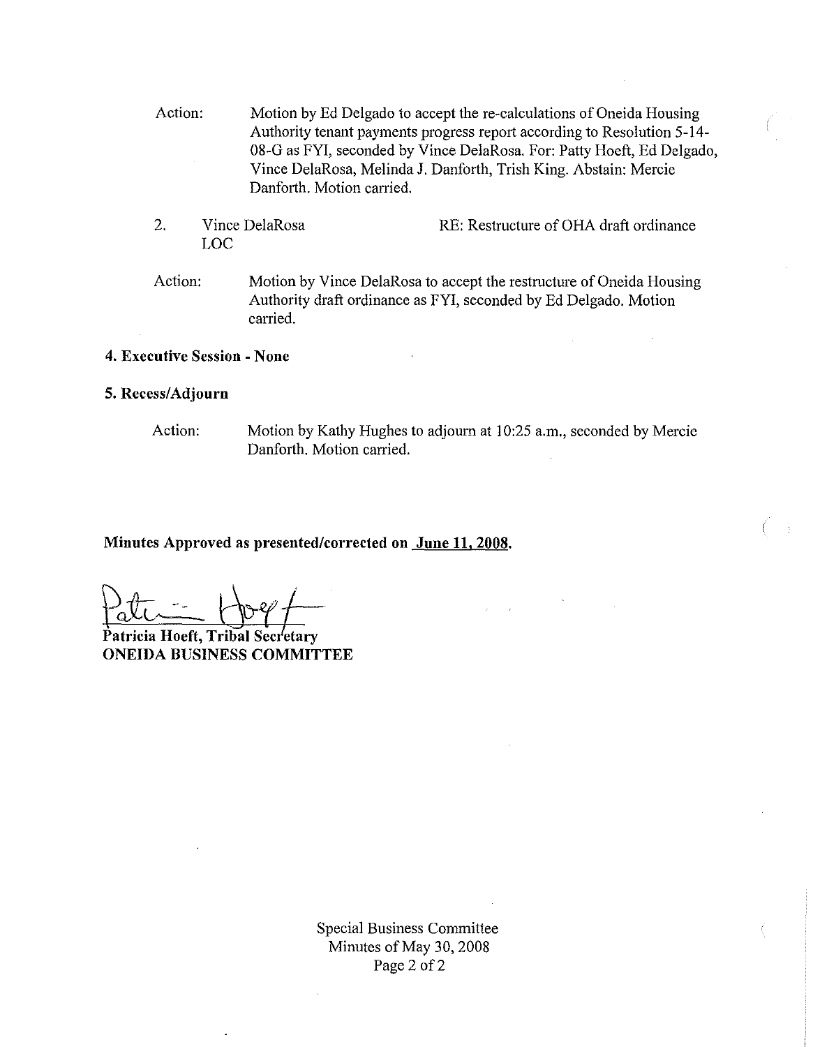Action: Motion by Ed Delgado to accept the re-calculations of Oneida Housing Authority tenant payments progress report according to Resolution 5-14-08-G as FYI, seconded by Vince DelaRosa. For: Patty Hoeft, Ed Delgado, Vince DelaRosa, Melinda J. Danforth, Trish King. Abstain: Mercie Danforth. Motion carried.

2. Vince DelaRosa
LOC
RE: Restructure of OHA draft ordinance

Action: Motion by Vince DelaRosa to accept the restructure of Oneida Housing Authority draft ordinance as FYI, seconded by Ed Delgado. Motion carried.

**4. Executive Session - None**

**5. Recess/Adjourn**

Action: Motion by Kathy Hughes to adjourn at 10:25 a.m., seconded by Mercie Danforth. Motion carried.

**Minutes Approved as presented/corrected on June 11, 2008.**

**Patricia Hoeft, Tribal Secretary**
**ONEIDA BUSINESS COMMITTEE**